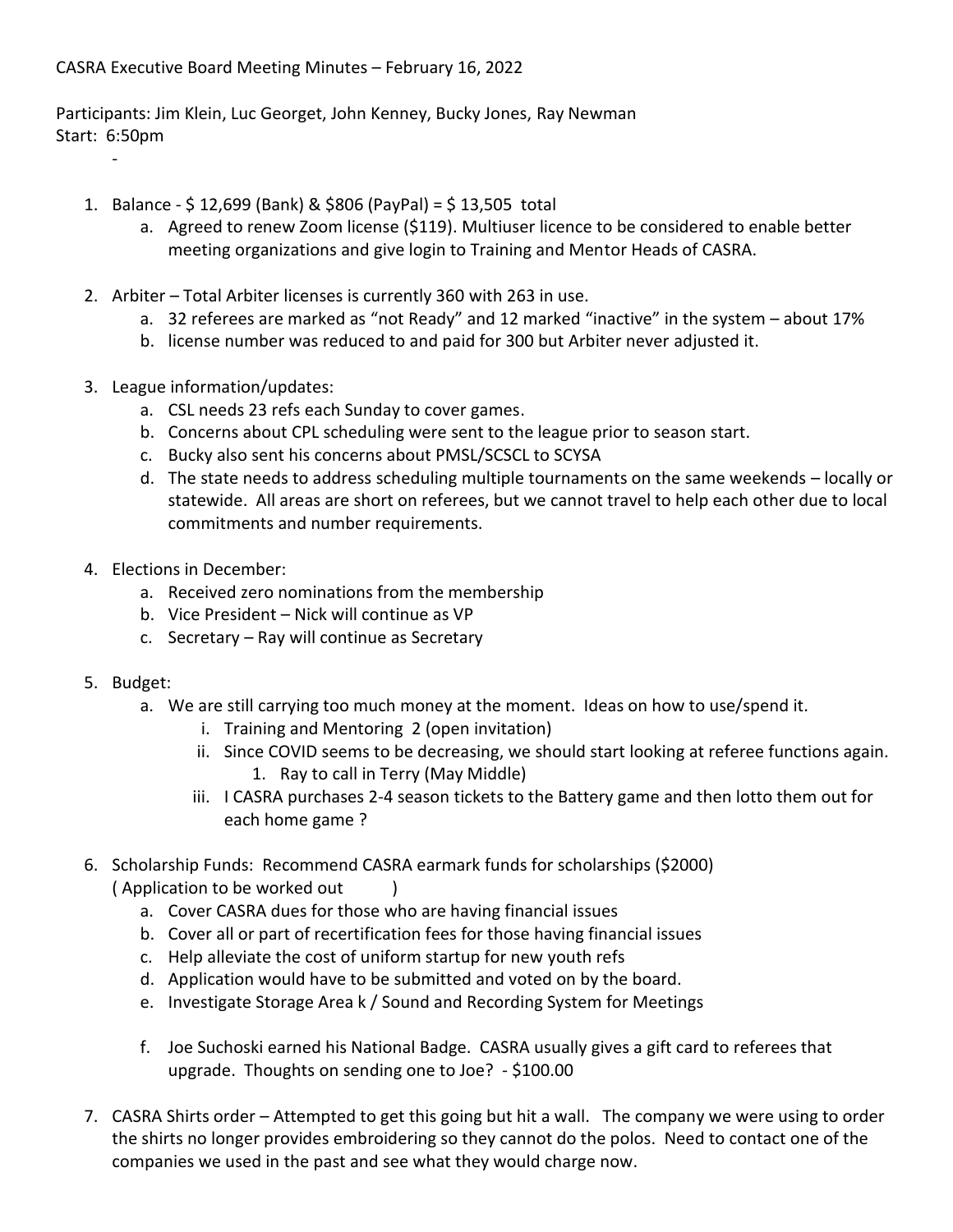CASRA Executive Board Meeting Minutes – February 16, 2022

Participants: Jim Klein, Luc Georget, John Kenney, Bucky Jones, Ray Newman
Start: 6:50pm

-

1. Balance - $ 12,699 (Bank) & $806 (PayPal) = $ 13,505 total
   a. Agreed to renew Zoom license ($119). Multiuser licence to be considered to enable better meeting organizations and give login to Training and Mentor Heads of CASRA.

2. Arbiter – Total Arbiter licenses is currently 360 with 263 in use.
   a. 32 referees are marked as "not Ready" and 12 marked "inactive" in the system – about 17%
   b. license number was reduced to and paid for 300 but Arbiter never adjusted it.

3. League information/updates:
   a. CSL needs 23 refs each Sunday to cover games.
   b. Concerns about CPL scheduling were sent to the league prior to season start.
   c. Bucky also sent his concerns about PMSL/SCSCL to SCYSA
   d. The state needs to address scheduling multiple tournaments on the same weekends – locally or statewide. All areas are short on referees, but we cannot travel to help each other due to local commitments and number requirements.

4. Elections in December:
   a. Received zero nominations from the membership
   b. Vice President – Nick will continue as VP
   c. Secretary – Ray will continue as Secretary

5. Budget:
   a. We are still carrying too much money at the moment. Ideas on how to use/spend it.
      i. Training and Mentoring 2 (open invitation)
      ii. Since COVID seems to be decreasing, we should start looking at referee functions again.
         1. Ray to call in Terry (May Middle)
      iii. I CASRA purchases 2-4 season tickets to the Battery game and then lotto them out for each home game ?

6. Scholarship Funds: Recommend CASRA earmark funds for scholarships ($2000)
   ( Application to be worked out )
   a. Cover CASRA dues for those who are having financial issues
   b. Cover all or part of recertification fees for those having financial issues
   c. Help alleviate the cost of uniform startup for new youth refs
   d. Application would have to be submitted and voted on by the board.
   e. Investigate Storage Area k / Sound and Recording System for Meetings

   f. Joe Suchoski earned his National Badge. CASRA usually gives a gift card to referees that upgrade. Thoughts on sending one to Joe? - $100.00

7. CASRA Shirts order – Attempted to get this going but hit a wall. The company we were using to order the shirts no longer provides embroidering so they cannot do the polos. Need to contact one of the companies we used in the past and see what they would charge now.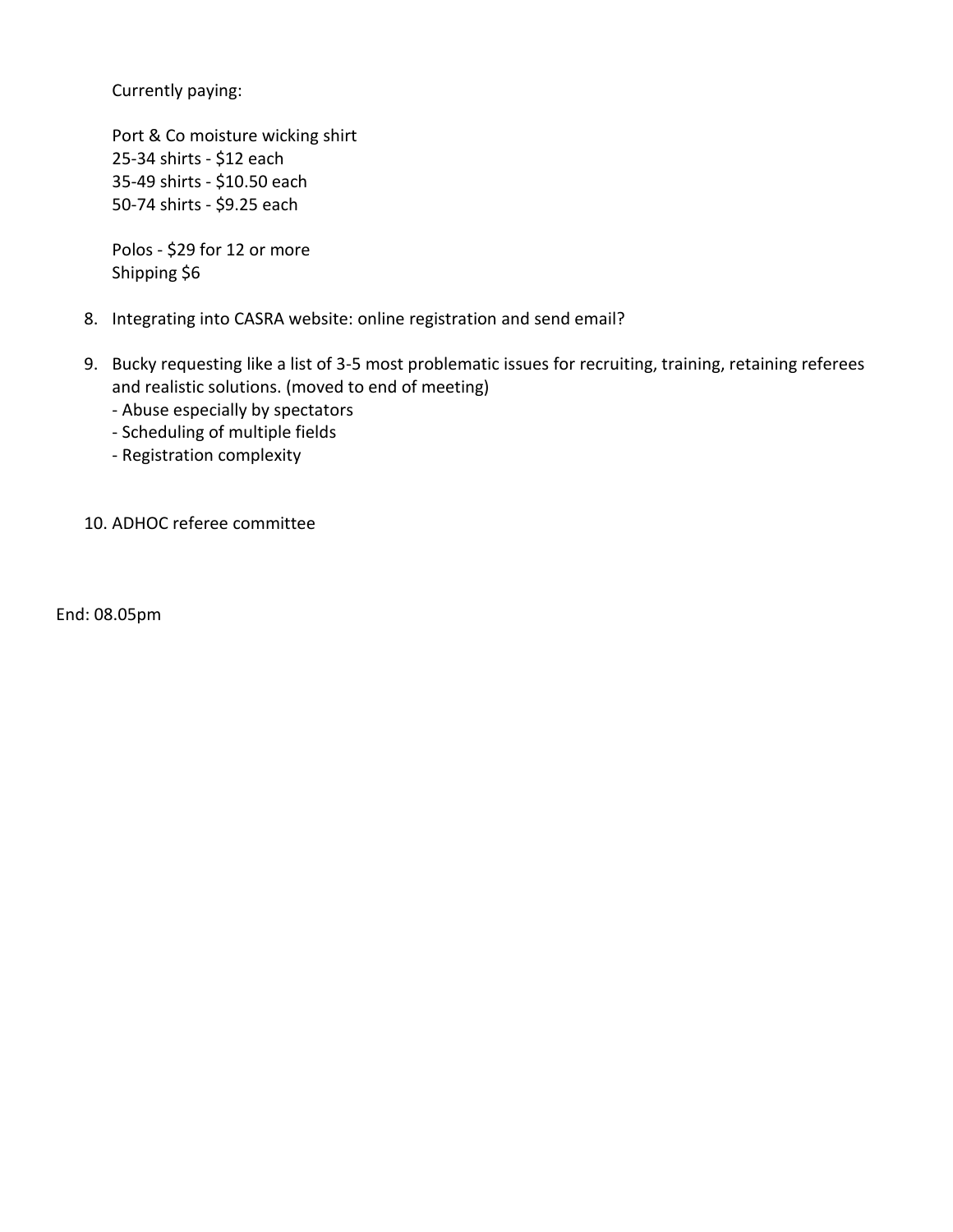Currently paying:

Port & Co moisture wicking shirt
25-34 shirts - $12 each
35-49 shirts - $10.50 each
50-74 shirts - $9.25 each

Polos - $29 for 12 or more
Shipping $6

8. Integrating into CASRA website: online registration and send email?

9. Bucky requesting like a list of 3-5 most problematic issues for recruiting, training, retaining referees and realistic solutions. (moved to end of meeting)
   - Abuse especially by spectators
   - Scheduling of multiple fields
   - Registration complexity

10. ADHOC referee committee

End: 08.05pm